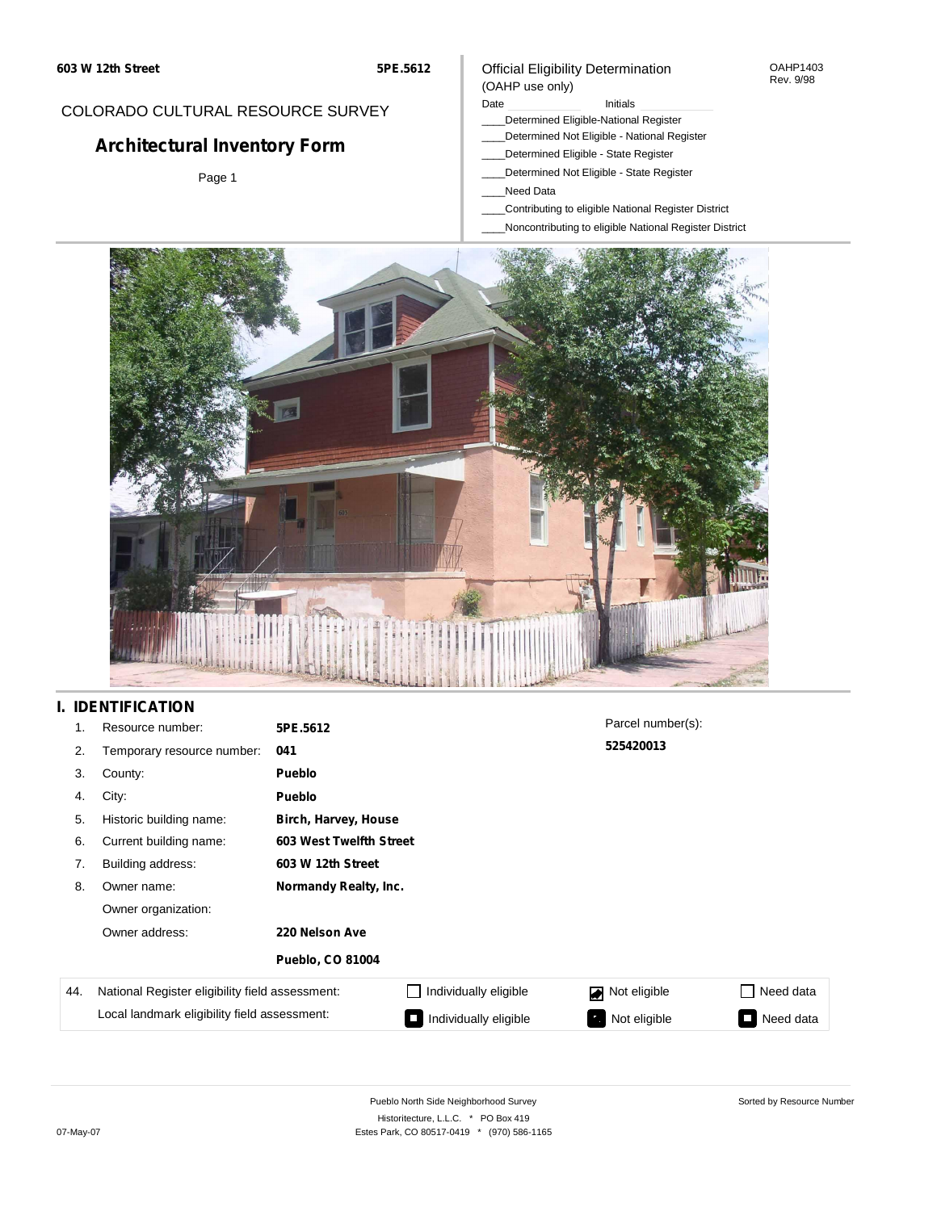603 W 12th Street

5PE.5612

COLORADO CULTURAL RESOURCE SURVEY

# Architectural Inventory Form

Official Eligibility Determination
(OAHP use only)

OAHP1403
Rev. 9/98

Date ____________ Initials ____________

____Determined Eligible-National Register
____Determined Not Eligible - National Register
____Determined Eligible - State Register
____Determined Not Eligible - State Register
____Need Data
____Contributing to eligible National Register District
____Noncontributing to eligible National Register District

## I. IDENTIFICATION

| | | |
|---|---|---|
| 1. | Resource number: | **5PE.5612** |
| 2. | Temporary resource number: | **041** |
| 3. | County: | **Pueblo** |
| 4. | City: | **Pueblo** |
| 5. | Historic building name: | **Birch, Harvey, House** |
| 6. | Current building name: | **603 West Twelfth Street** |
| 7. | Building address: | **603 W 12th Street** |
| 8. | Owner name: | **Normandy Realty, Inc.** |
| | Owner organization: | |
| | Owner address: | **220 Nelson Ave** |
| | | **Pueblo, CO 81004** |

Parcel number(s):
**525420013**

| 44. | | | | |
|---|---|---|---|---|
| | National Register eligibility field assessment: | ☐ Individually eligible | ☑ Not eligible | ☐ Need data |
| | Local landmark eligibility field assessment: | ☐ Individually eligible | ☐ Not eligible | ☐ Need data |

Pueblo North Side Neighborhood Survey
Historitecture, L.L.C. * PO Box 419
Estes Park, CO 80517-0419 * (970) 586-1165

Sorted by Resource Number

07-May-07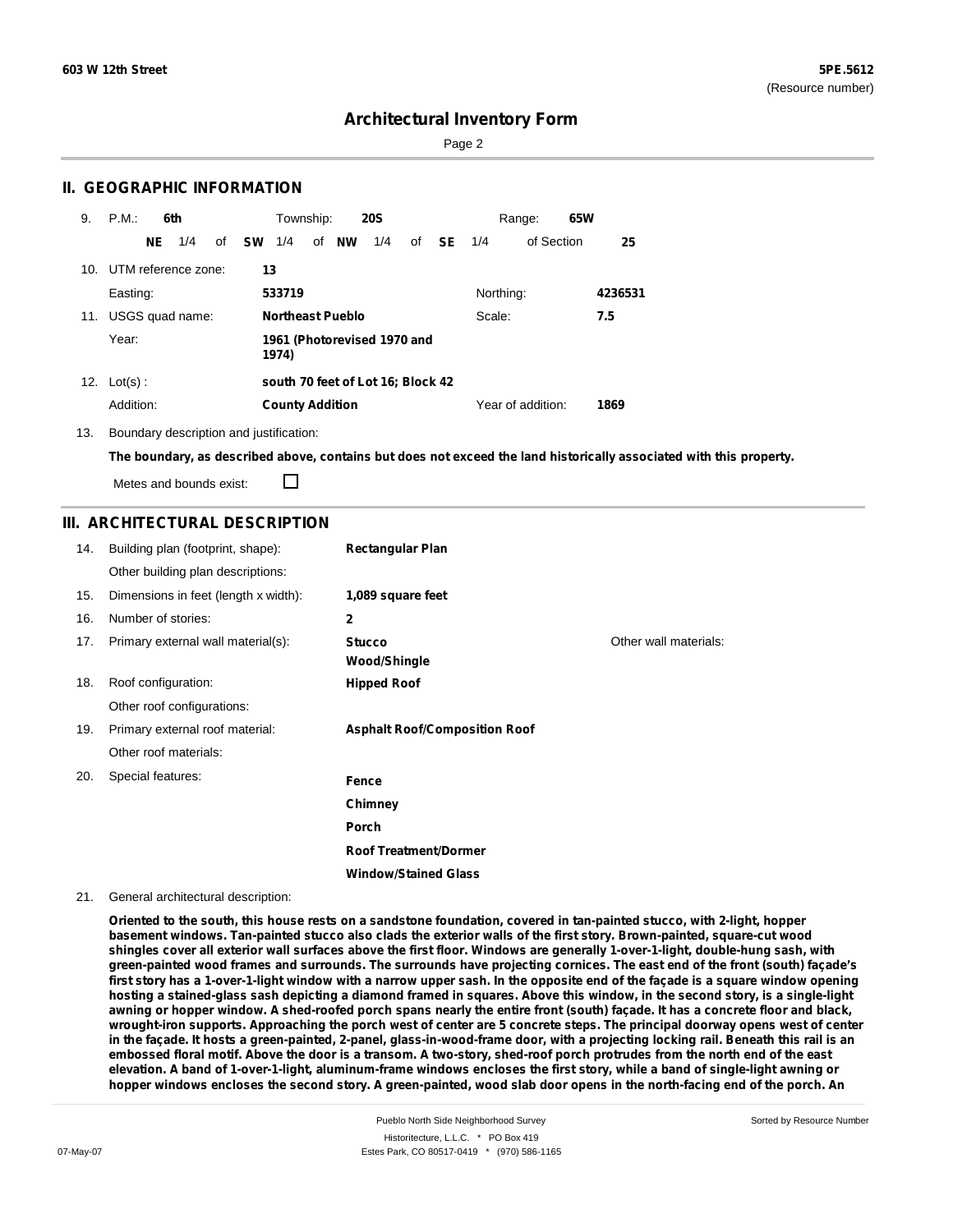# Architectural Inventory Form

## II. GEOGRAPHIC INFORMATION

9. P.M.: **6th** Township: **20S** Range: **65W**
   **NE** 1/4 of **SW** 1/4 of **NW** 1/4 of **SE** 1/4 of Section **25**

10. UTM reference zone: **13**
    Easting: **533719** Northing: **4236531**

11. USGS quad name: **Northeast Pueblo** Scale: **7.5**
    Year: **1961 (Photorevised 1970 and 1974)**

12. Lot(s) : **south 70 feet of Lot 16; Block 42**
    Addition: **County Addition** Year of addition: **1869**

13. Boundary description and justification:
    **The boundary, as described above, contains but does not exceed the land historically associated with this property.**
    Metes and bounds exist: ☐

## III. ARCHITECTURAL DESCRIPTION

14. Building plan (footprint, shape): **Rectangular Plan**
    Other building plan descriptions:
15. Dimensions in feet (length x width): **1,089 square feet**
16. Number of stories: **2**
17. Primary external wall material(s): **Stucco**, **Wood/Shingle**
    Other wall materials:
18. Roof configuration: **Hipped Roof**
    Other roof configurations:
19. Primary external roof material: **Asphalt Roof/Composition Roof**
    Other roof materials:
20. Special features: **Fence**, **Chimney**, **Porch**, **Roof Treatment/Dormer**, **Window/Stained Glass**

21. General architectural description:

**Oriented to the south, this house rests on a sandstone foundation, covered in tan-painted stucco, with 2-light, hopper basement windows. Tan-painted stucco also clads the exterior walls of the first story. Brown-painted, square-cut wood shingles cover all exterior wall surfaces above the first floor. Windows are generally 1-over-1-light, double-hung sash, with green-painted wood frames and surrounds. The surrounds have projecting cornices. The east end of the front (south) façade's first story has a 1-over-1-light window with a narrow upper sash. In the opposite end of the façade is a square window opening hosting a stained-glass sash depicting a diamond framed in squares. Above this window, in the second story, is a single-light awning or hopper window. A shed-roofed porch spans nearly the entire front (south) façade. It has a concrete floor and black, wrought-iron supports. Approaching the porch west of center are 5 concrete steps. The principal doorway opens west of center in the façade. It hosts a green-painted, 2-panel, glass-in-wood-frame door, with a projecting locking rail. Beneath this rail is an embossed floral motif. Above the door is a transom. A two-story, shed-roof porch protrudes from the north end of the east elevation. A band of 1-over-1-light, aluminum-frame windows encloses the first story, while a band of single-light awning or hopper windows encloses the second story. A green-painted, wood slab door opens in the north-facing end of the porch. An**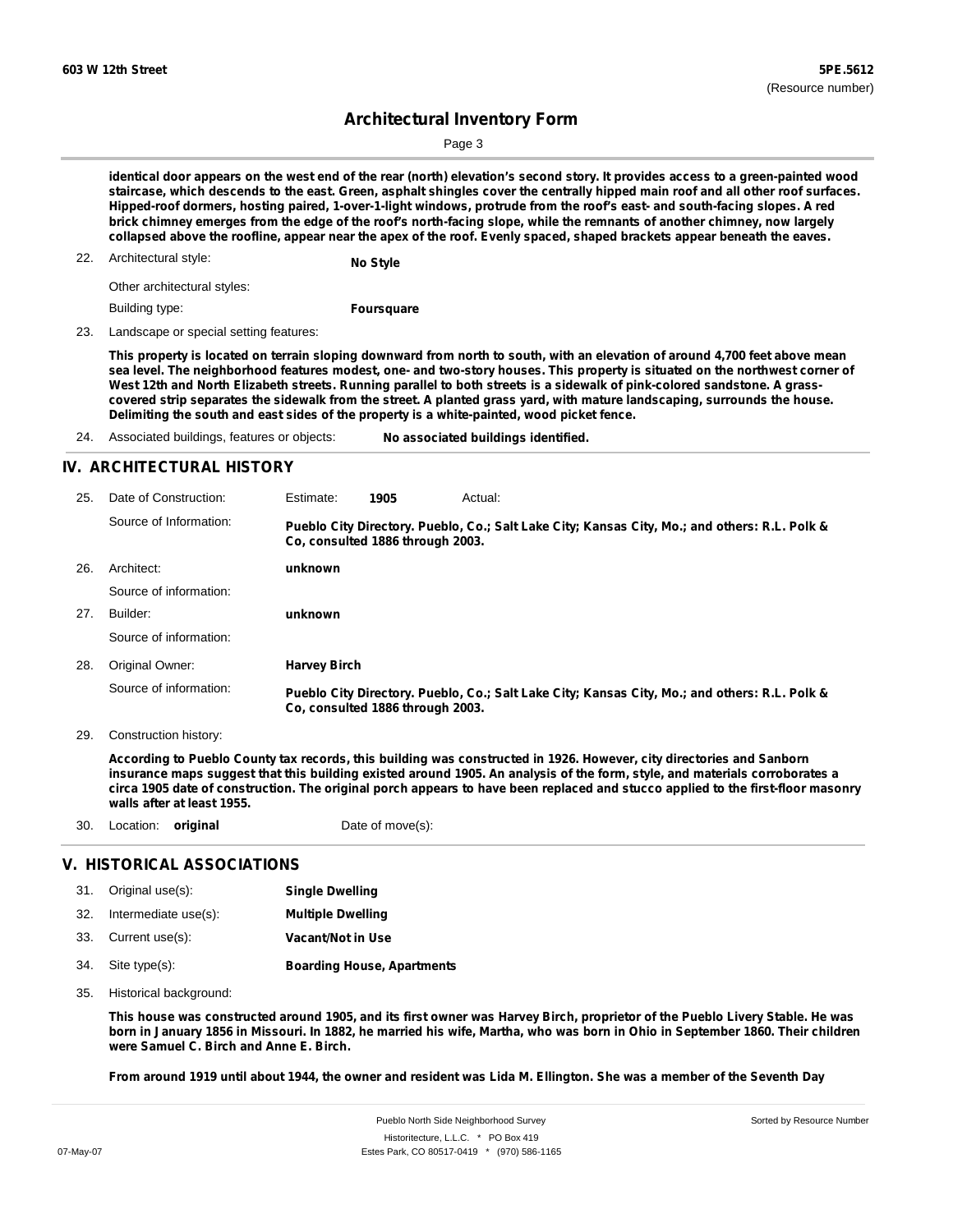identical door appears on the west end of the rear (north) elevation's second story. It provides access to a green-painted wood staircase, which descends to the east. Green, asphalt shingles cover the centrally hipped main roof and all other roof surfaces. Hipped-roof dormers, hosting paired, 1-over-1-light windows, protrude from the roof's east- and south-facing slopes. A red brick chimney emerges from the edge of the roof's north-facing slope, while the remnants of another chimney, now largely collapsed above the roofline, appear near the apex of the roof. Evenly spaced, shaped brackets appear beneath the eaves.

22. Architectural style: **No Style**

Other architectural styles:

Building type: **Foursquare**

23. Landscape or special setting features:

**This property is located on terrain sloping downward from north to south, with an elevation of around 4,700 feet above mean sea level. The neighborhood features modest, one- and two-story houses. This property is situated on the northwest corner of West 12th and North Elizabeth streets. Running parallel to both streets is a sidewalk of pink-colored sandstone. A grass-covered strip separates the sidewalk from the street. A planted grass yard, with mature landscaping, surrounds the house. Delimiting the south and east sides of the property is a white-painted, wood picket fence.**

24. Associated buildings, features or objects: **No associated buildings identified.**

## IV. ARCHITECTURAL HISTORY

25. Date of Construction: Estimate: **1905** Actual:

Source of Information: **Pueblo City Directory. Pueblo, Co.; Salt Lake City; Kansas City, Mo.; and others: R.L. Polk & Co, consulted 1886 through 2003.**

26. Architect: **unknown**

Source of information:

27. Builder: **unknown**

Source of information:

28. Original Owner: **Harvey Birch**

Source of information: **Pueblo City Directory. Pueblo, Co.; Salt Lake City; Kansas City, Mo.; and others: R.L. Polk & Co, consulted 1886 through 2003.**

29. Construction history:

**According to Pueblo County tax records, this building was constructed in 1926. However, city directories and Sanborn insurance maps suggest that this building existed around 1905. An analysis of the form, style, and materials corroborates a circa 1905 date of construction. The original porch appears to have been replaced and stucco applied to the first-floor masonry walls after at least 1955.**

30. Location: **original** Date of move(s):

## V. HISTORICAL ASSOCIATIONS

31. Original use(s): **Single Dwelling**
32. Intermediate use(s): **Multiple Dwelling**
33. Current use(s): **Vacant/Not in Use**
34. Site type(s): **Boarding House, Apartments**
35. Historical background:

**This house was constructed around 1905, and its first owner was Harvey Birch, proprietor of the Pueblo Livery Stable. He was born in January 1856 in Missouri. In 1882, he married his wife, Martha, who was born in Ohio in September 1860. Their children were Samuel C. Birch and Anne E. Birch.**

**From around 1919 until about 1944, the owner and resident was Lida M. Ellington. She was a member of the Seventh Day**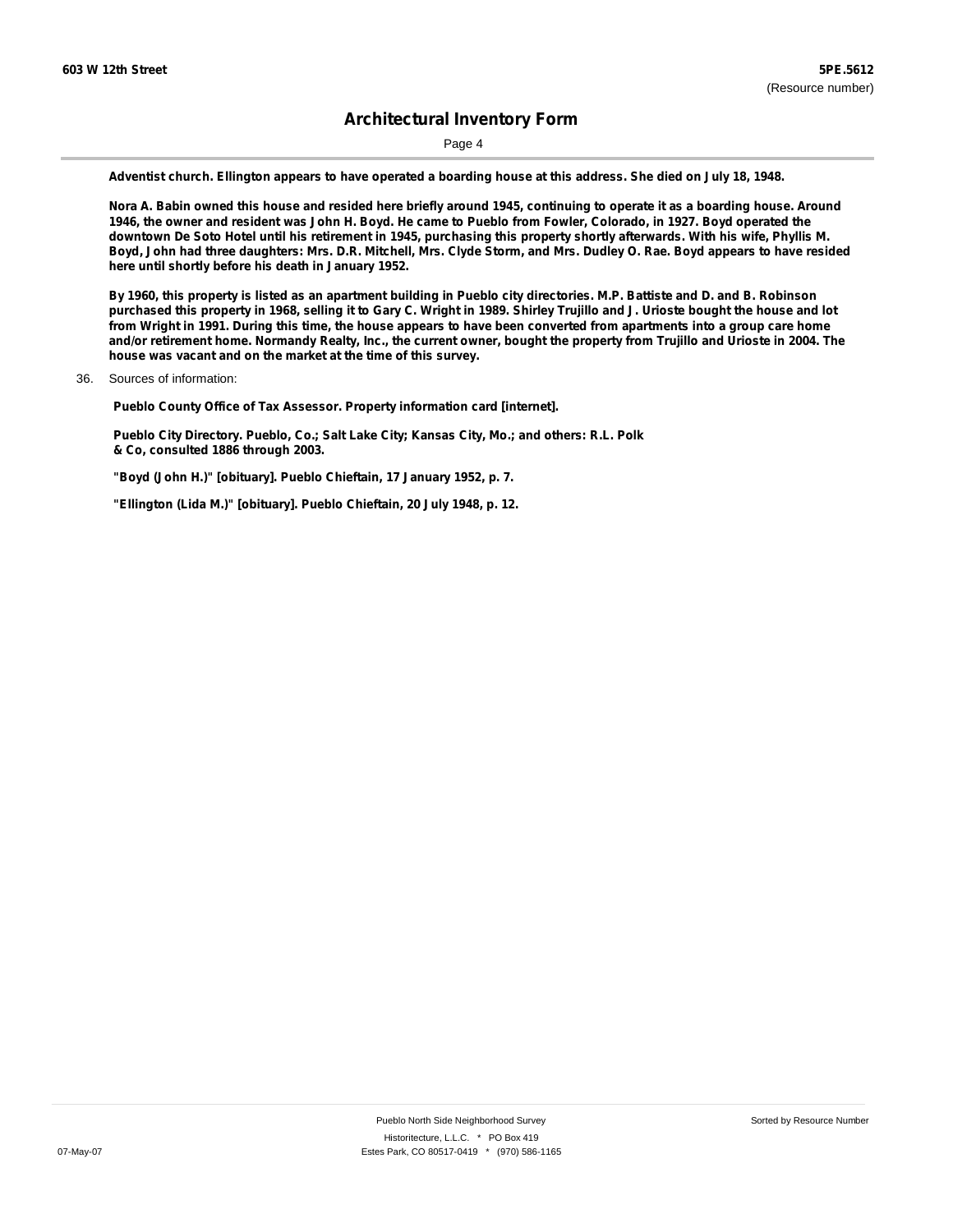**Adventist church. Ellington appears to have operated a boarding house at this address. She died on July 18, 1948.**

**Nora A. Babin owned this house and resided here briefly around 1945, continuing to operate it as a boarding house. Around 1946, the owner and resident was John H. Boyd. He came to Pueblo from Fowler, Colorado, in 1927. Boyd operated the downtown De Soto Hotel until his retirement in 1945, purchasing this property shortly afterwards. With his wife, Phyllis M. Boyd, John had three daughters: Mrs. D.R. Mitchell, Mrs. Clyde Storm, and Mrs. Dudley O. Rae. Boyd appears to have resided here until shortly before his death in January 1952.**

**By 1960, this property is listed as an apartment building in Pueblo city directories. M.P. Battiste and D. and B. Robinson purchased this property in 1968, selling it to Gary C. Wright in 1989. Shirley Trujillo and J. Urioste bought the house and lot from Wright in 1991. During this time, the house appears to have been converted from apartments into a group care home and/or retirement home. Normandy Realty, Inc., the current owner, bought the property from Trujillo and Urioste in 2004. The house was vacant and on the market at the time of this survey.**

36. Sources of information:

**Pueblo County Office of Tax Assessor. Property information card [internet].**

**Pueblo City Directory. Pueblo, Co.; Salt Lake City; Kansas City, Mo.; and others: R.L. Polk & Co, consulted 1886 through 2003.**

**"Boyd (John H.)" [obituary]. Pueblo Chieftain, 17 January 1952, p. 7.**

**"Ellington (Lida M.)" [obituary]. Pueblo Chieftain, 20 July 1948, p. 12.**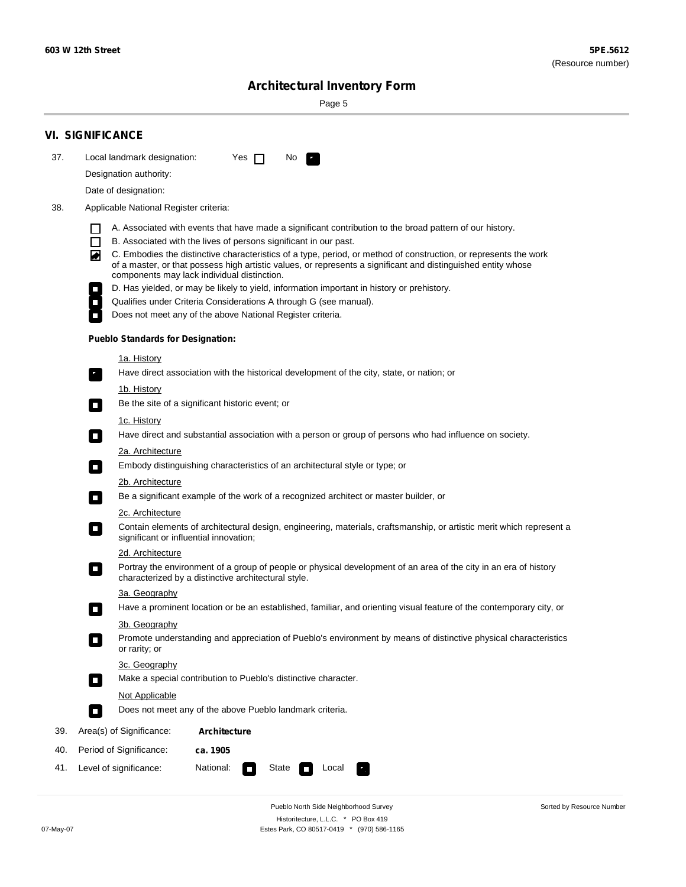## VI. SIGNIFICANCE

37. Local landmark designation: Yes ☐ No ☒

Designation authority:

Date of designation:

38. Applicable National Register criteria:

- ☐ A. Associated with events that have made a significant contribution to the broad pattern of our history.
- ☐ B. Associated with the lives of persons significant in our past.
- ☒ C. Embodies the distinctive characteristics of a type, period, or method of construction, or represents the work of a master, or that possess high artistic values, or represents a significant and distinguished entity whose components may lack individual distinction.
- ☐ D. Has yielded, or may be likely to yield, information important in history or prehistory.
- ☐ Qualifies under Criteria Considerations A through G (see manual).
- ☐ Does not meet any of the above National Register criteria.

**Pueblo Standards for Designation:**

1a. History
- ☒ Have direct association with the historical development of the city, state, or nation; or

1b. History
- ☐ Be the site of a significant historic event; or

1c. History
- ☐ Have direct and substantial association with a person or group of persons who had influence on society.

2a. Architecture
- ☐ Embody distinguishing characteristics of an architectural style or type; or

2b. Architecture
- ☐ Be a significant example of the work of a recognized architect or master builder, or

2c. Architecture
- ☐ Contain elements of architectural design, engineering, materials, craftsmanship, or artistic merit which represent a significant or influential innovation;

2d. Architecture
- ☐ Portray the environment of a group of people or physical development of an area of the city in an era of history characterized by a distinctive architectural style.

3a. Geography
- ☐ Have a prominent location or be an established, familiar, and orienting visual feature of the contemporary city, or

3b. Geography
- ☐ Promote understanding and appreciation of Pueblo's environment by means of distinctive physical characteristics or rarity; or

3c. Geography
- ☐ Make a special contribution to Pueblo's distinctive character.

Not Applicable
- ☐ Does not meet any of the above Pueblo landmark criteria.

39. Area(s) of Significance: **Architecture**

40. Period of Significance: **ca. 1905**

41. Level of significance: National: ☐ State ☐ Local ☒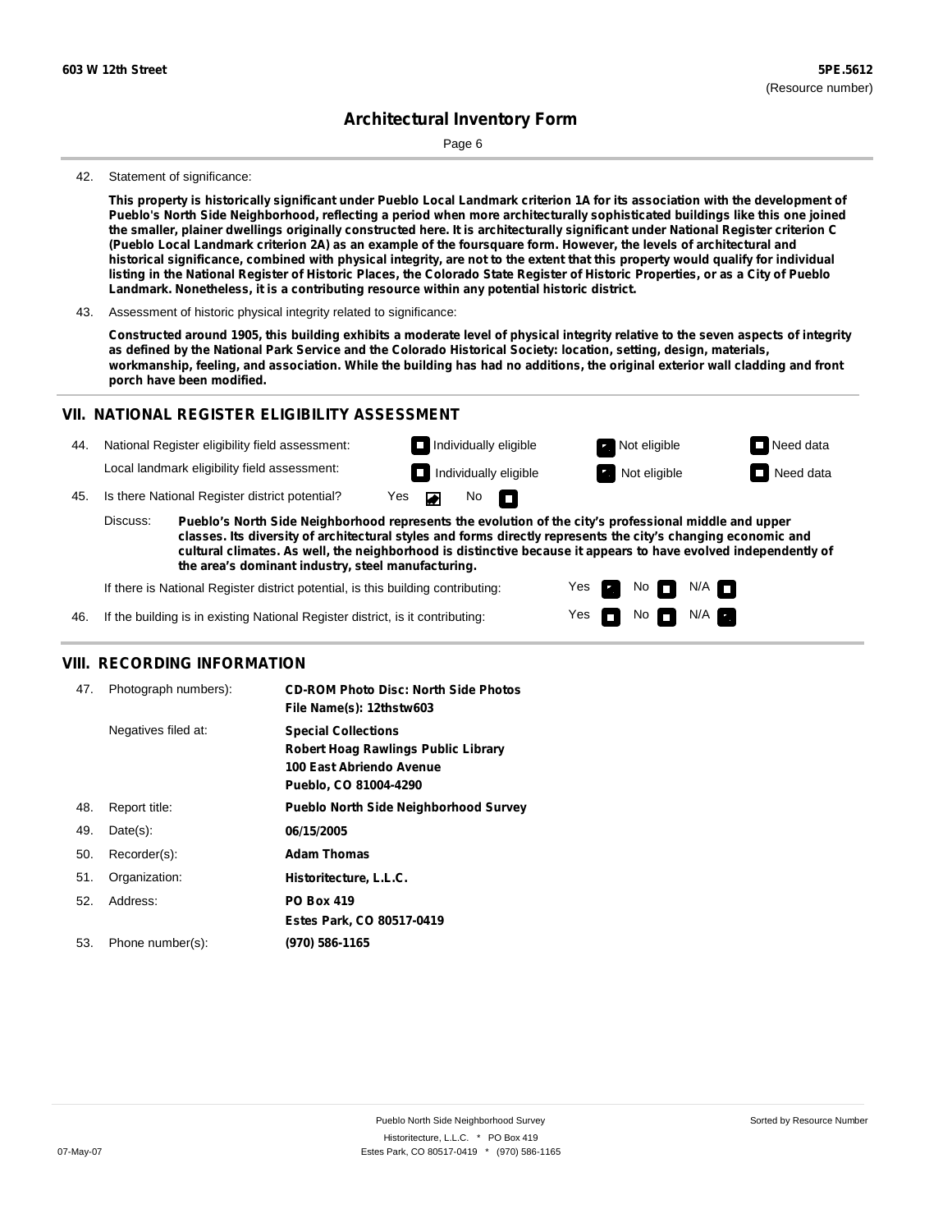# Architectural Inventory Form

42. Statement of significance:

**This property is historically significant under Pueblo Local Landmark criterion 1A for its association with the development of Pueblo's North Side Neighborhood, reflecting a period when more architecturally sophisticated buildings like this one joined the smaller, plainer dwellings originally constructed here. It is architecturally significant under National Register criterion C (Pueblo Local Landmark criterion 2A) as an example of the foursquare form. However, the levels of architectural and historical significance, combined with physical integrity, are not to the extent that this property would qualify for individual listing in the National Register of Historic Places, the Colorado State Register of Historic Properties, or as a City of Pueblo Landmark. Nonetheless, it is a contributing resource within any potential historic district.**

43. Assessment of historic physical integrity related to significance:

**Constructed around 1905, this building exhibits a moderate level of physical integrity relative to the seven aspects of integrity as defined by the National Park Service and the Colorado Historical Society: location, setting, design, materials, workmanship, feeling, and association. While the building has had no additions, the original exterior wall cladding and front porch have been modified.**

## VII. NATIONAL REGISTER ELIGIBILITY ASSESSMENT

44. National Register eligibility field assessment: ☐ Individually eligible ☒ Not eligible ☐ Need data

Local landmark eligibility field assessment: ☐ Individually eligible ☒ Not eligible ☐ Need data

45. Is there National Register district potential? Yes ☒ No ☐

Discuss: **Pueblo's North Side Neighborhood represents the evolution of the city's professional middle and upper classes. Its diversity of architectural styles and forms directly represents the city's changing economic and cultural climates. As well, the neighborhood is distinctive because it appears to have evolved independently of the area's dominant industry, steel manufacturing.**

If there is National Register district potential, is this building contributing: Yes ☒ No ☐ N/A ☐

46. If the building is in existing National Register district, is it contributing: Yes ☐ No ☐ N/A ☒

## VIII. RECORDING INFORMATION

| | | |
|---|---|---|
| 47. | Photograph numbers): | **CD-ROM Photo Disc: North Side Photos**<br>**File Name(s): 12thstw603** |
| | Negatives filed at: | **Special Collections**<br>**Robert Hoag Rawlings Public Library**<br>**100 East Abriendo Avenue**<br>**Pueblo, CO 81004-4290** |
| 48. | Report title: | **Pueblo North Side Neighborhood Survey** |
| 49. | Date(s): | **06/15/2005** |
| 50. | Recorder(s): | **Adam Thomas** |
| 51. | Organization: | **Historitecture, L.L.C.** |
| 52. | Address: | **PO Box 419**<br>**Estes Park, CO 80517-0419** |
| 53. | Phone number(s): | **(970) 586-1165** |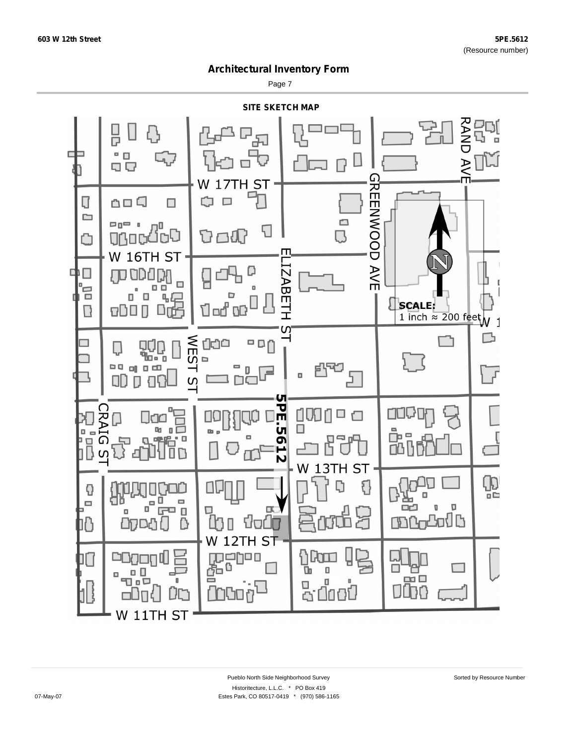603 W 12th Street

5PE.5612
(Resource number)

# Architectural Inventory Form

## SITE SKETCH MAP

W 17TH ST

W 16TH ST

W 13TH ST

W 12TH ST

W 11TH ST

RAND AVE

GREENWOOD AVE

ELIZABETH ST

WEST ST

CRAIG ST

5PE.5612

N

**SCALE:**
1 inch ≈ 200 feet

Pueblo North Side Neighborhood Survey

Historitecture, L.L.C. * PO Box 419
Estes Park, CO 80517-0419 * (970) 586-1165

Sorted by Resource Number

07-May-07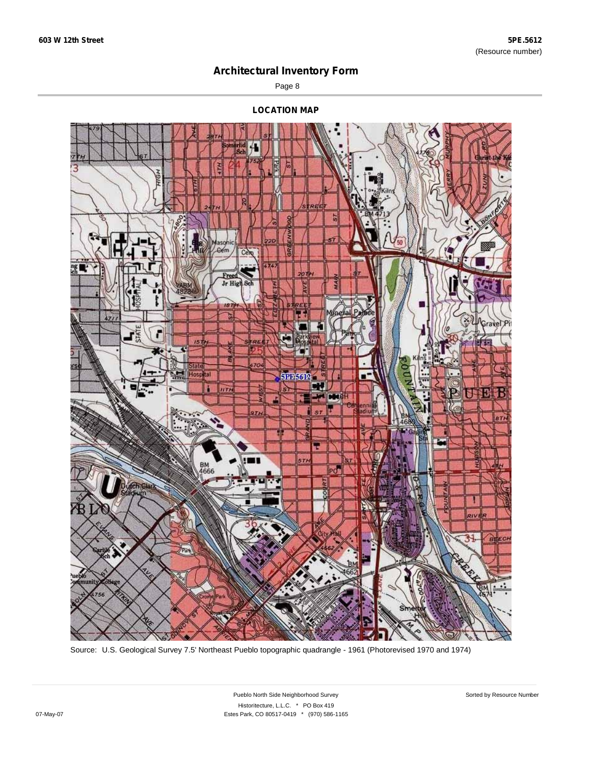# Architectural Inventory Form

## LOCATION MAP

Source: U.S. Geological Survey 7.5' Northeast Pueblo topographic quadrangle - 1961 (Photorevised 1970 and 1974)